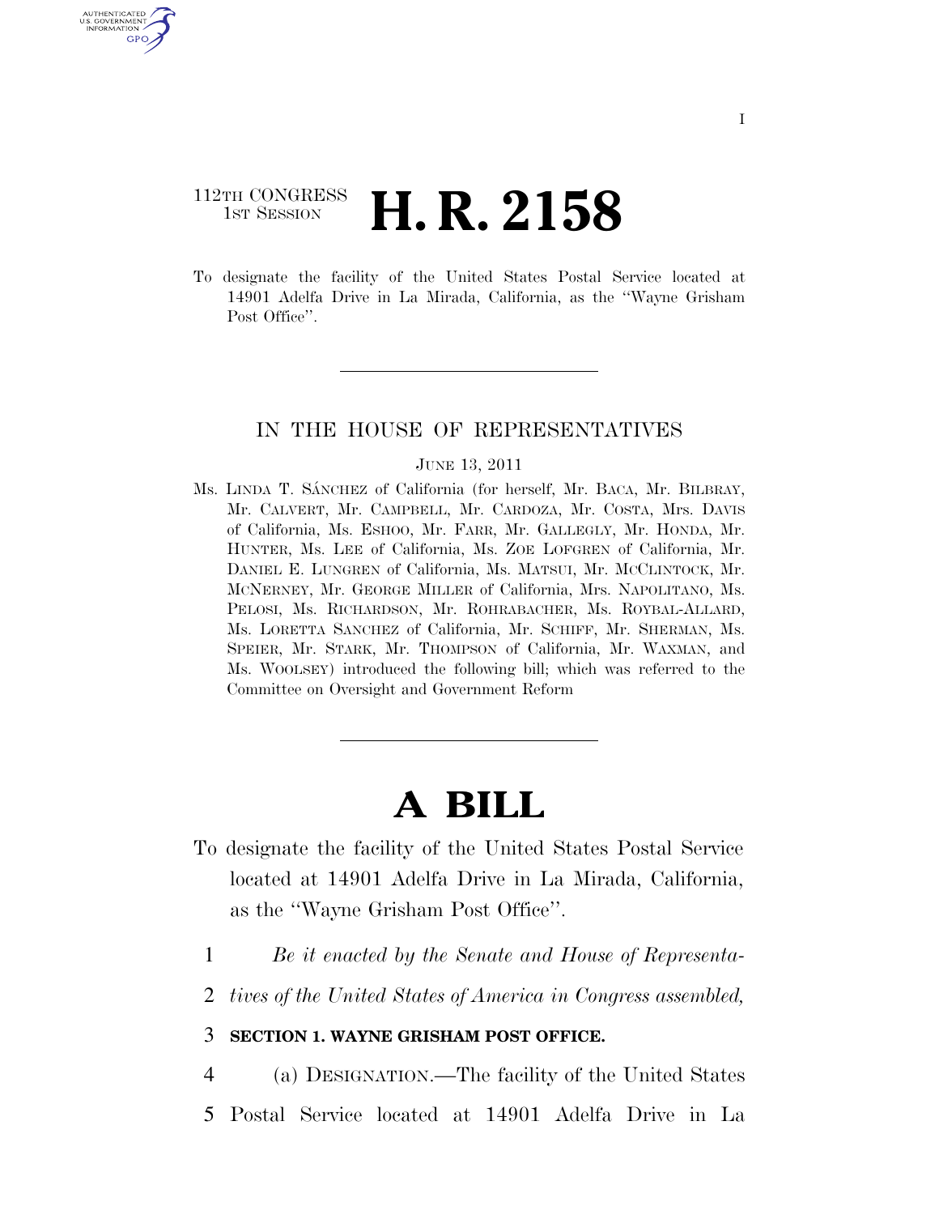112TH CONGRESS
1ST SESSION

# H. R. 2158

To designate the facility of the United States Postal Service located at 14901 Adelfa Drive in La Mirada, California, as the ''Wayne Grisham Post Office''.

IN THE HOUSE OF REPRESENTATIVES

JUNE 13, 2011

Ms. LINDA T. SÁNCHEZ of California (for herself, Mr. BACA, Mr. BILBRAY, Mr. CALVERT, Mr. CAMPBELL, Mr. CARDOZA, Mr. COSTA, Mrs. DAVIS of California, Ms. ESHOO, Mr. FARR, Mr. GALLEGLY, Mr. HONDA, Mr. HUNTER, Ms. LEE of California, Ms. ZOE LOFGREN of California, Mr. DANIEL E. LUNGREN of California, Ms. MATSUI, Mr. MCCLINTOCK, Mr. MCNERNEY, Mr. GEORGE MILLER of California, Mrs. NAPOLITANO, Ms. PELOSI, Ms. RICHARDSON, Mr. ROHRABACHER, Ms. ROYBAL-ALLARD, Ms. LORETTA SANCHEZ of California, Mr. SCHIFF, Mr. SHERMAN, Ms. SPEIER, Mr. STARK, Mr. THOMPSON of California, Mr. WAXMAN, and Ms. WOOLSEY) introduced the following bill; which was referred to the Committee on Oversight and Government Reform

# A BILL

To designate the facility of the United States Postal Service located at 14901 Adelfa Drive in La Mirada, California, as the ''Wayne Grisham Post Office''.

1 *Be it enacted by the Senate and House of Representa-*
2 *tives of the United States of America in Congress assembled,*

3 **SECTION 1. WAYNE GRISHAM POST OFFICE.**

4 (a) DESIGNATION.—The facility of the United States
5 Postal Service located at 14901 Adelfa Drive in La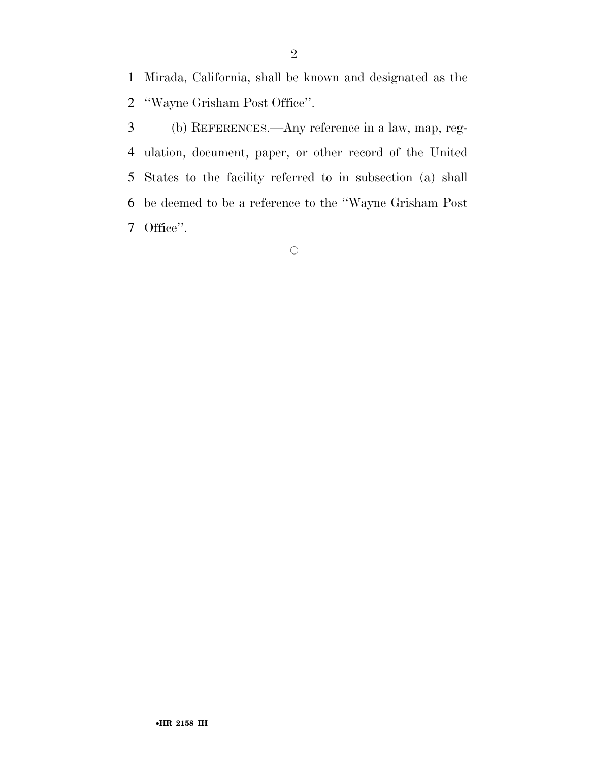Mirada, California, shall be known and designated as the "Wayne Grisham Post Office".

(b) REFERENCES.—Any reference in a law, map, regulation, document, paper, or other record of the United States to the facility referred to in subsection (a) shall be deemed to be a reference to the "Wayne Grisham Post Office".